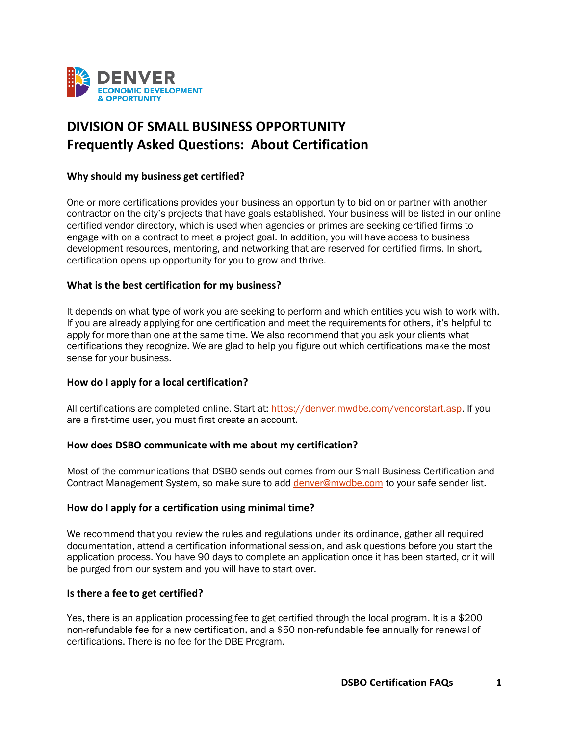DENVER
ECONOMIC DEVELOPMENT
& OPPORTUNITY

# DIVISION OF SMALL BUSINESS OPPORTUNITY
# Frequently Asked Questions: About Certification

### Why should my business get certified?

One or more certifications provides your business an opportunity to bid on or partner with another contractor on the city's projects that have goals established. Your business will be listed in our online certified vendor directory, which is used when agencies or primes are seeking certified firms to engage with on a contract to meet a project goal. In addition, you will have access to business development resources, mentoring, and networking that are reserved for certified firms. In short, certification opens up opportunity for you to grow and thrive.

### What is the best certification for my business?

It depends on what type of work you are seeking to perform and which entities you wish to work with. If you are already applying for one certification and meet the requirements for others, it's helpful to apply for more than one at the same time. We also recommend that you ask your clients what certifications they recognize. We are glad to help you figure out which certifications make the most sense for your business.

### How do I apply for a local certification?

All certifications are completed online. Start at: [https://denver.mwdbe.com/vendorstart.asp](https://denver.mwdbe.com/vendorstart.asp). If you are a first-time user, you must first create an account.

### How does DSBO communicate with me about my certification?

Most of the communications that DSBO sends out comes from our Small Business Certification and Contract Management System, so make sure to add [denver@mwdbe.com](mailto:denver@mwdbe.com) to your safe sender list.

### How do I apply for a certification using minimal time?

We recommend that you review the rules and regulations under its ordinance, gather all required documentation, attend a certification informational session, and ask questions before you start the application process. You have 90 days to complete an application once it has been started, or it will be purged from our system and you will have to start over.

### Is there a fee to get certified?

Yes, there is an application processing fee to get certified through the local program. It is a $200 non-refundable fee for a new certification, and a $50 non-refundable fee annually for renewal of certifications. There is no fee for the DBE Program.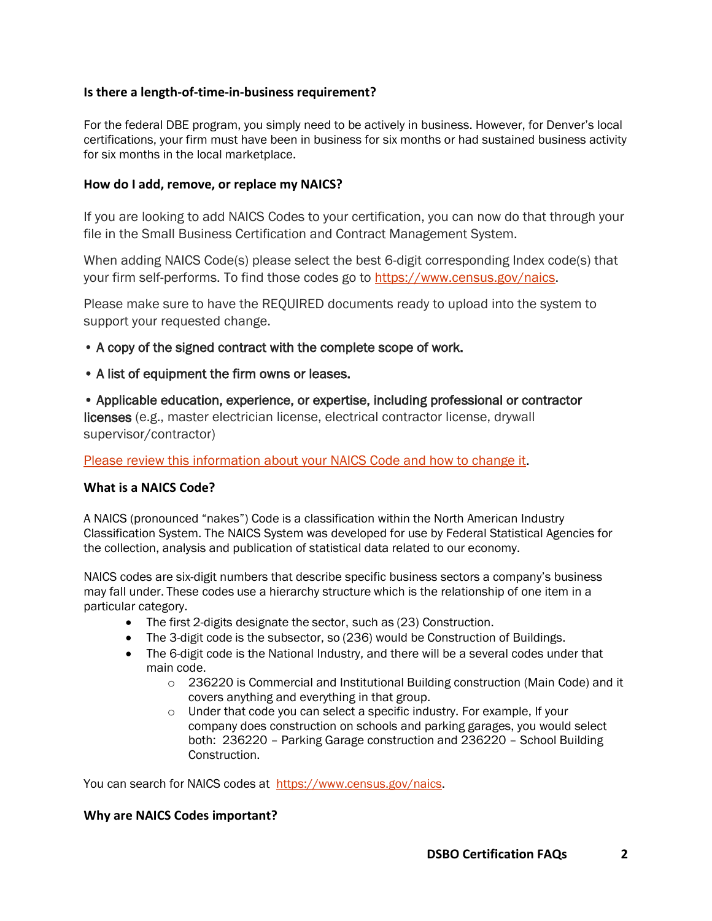### Is there a length-of-time-in-business requirement?

For the federal DBE program, you simply need to be actively in business. However, for Denver's local certifications, your firm must have been in business for six months or had sustained business activity for six months in the local marketplace.

### How do I add, remove, or replace my NAICS?

If you are looking to add NAICS Codes to your certification, you can now do that through your file in the Small Business Certification and Contract Management System.

When adding NAICS Code(s) please select the best 6-digit corresponding Index code(s) that your firm self-performs. To find those codes go to https://www.census.gov/naics.

Please make sure to have the REQUIRED documents ready to upload into the system to support your requested change.

- **A copy of the signed contract with the complete scope of work.**
- **A list of equipment the firm owns or leases.**
- **Applicable education, experience, or expertise, including professional or contractor licenses** (e.g., master electrician license, electrical contractor license, drywall supervisor/contractor)

Please review this information about your NAICS Code and how to change it.

### What is a NAICS Code?

A NAICS (pronounced "nakes") Code is a classification within the North American Industry Classification System. The NAICS System was developed for use by Federal Statistical Agencies for the collection, analysis and publication of statistical data related to our economy.

NAICS codes are six-digit numbers that describe specific business sectors a company's business may fall under. These codes use a hierarchy structure which is the relationship of one item in a particular category.

- The first 2-digits designate the sector, such as (23) Construction.
- The 3-digit code is the subsector, so (236) would be Construction of Buildings.
- The 6-digit code is the National Industry, and there will be a several codes under that main code.
  - 236220 is Commercial and Institutional Building construction (Main Code) and it covers anything and everything in that group.
  - Under that code you can select a specific industry. For example, If your company does construction on schools and parking garages, you would select both: 236220 – Parking Garage construction and 236220 – School Building Construction.

You can search for NAICS codes at https://www.census.gov/naics.

### Why are NAICS Codes important?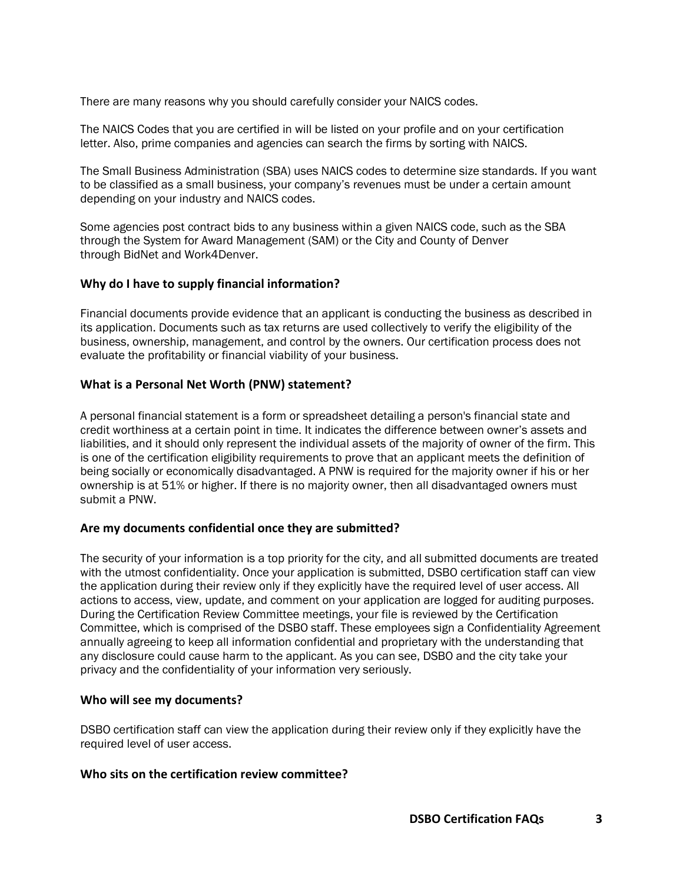There are many reasons why you should carefully consider your NAICS codes.

The NAICS Codes that you are certified in will be listed on your profile and on your certification letter. Also, prime companies and agencies can search the firms by sorting with NAICS.

The Small Business Administration (SBA) uses NAICS codes to determine size standards. If you want to be classified as a small business, your company's revenues must be under a certain amount depending on your industry and NAICS codes.

Some agencies post contract bids to any business within a given NAICS code, such as the SBA through the System for Award Management (SAM) or the City and County of Denver through BidNet and Work4Denver.

### Why do I have to supply financial information?

Financial documents provide evidence that an applicant is conducting the business as described in its application. Documents such as tax returns are used collectively to verify the eligibility of the business, ownership, management, and control by the owners. Our certification process does not evaluate the profitability or financial viability of your business.

### What is a Personal Net Worth (PNW) statement?

A personal financial statement is a form or spreadsheet detailing a person's financial state and credit worthiness at a certain point in time. It indicates the difference between owner's assets and liabilities, and it should only represent the individual assets of the majority of owner of the firm. This is one of the certification eligibility requirements to prove that an applicant meets the definition of being socially or economically disadvantaged. A PNW is required for the majority owner if his or her ownership is at 51% or higher. If there is no majority owner, then all disadvantaged owners must submit a PNW.

### Are my documents confidential once they are submitted?

The security of your information is a top priority for the city, and all submitted documents are treated with the utmost confidentiality. Once your application is submitted, DSBO certification staff can view the application during their review only if they explicitly have the required level of user access. All actions to access, view, update, and comment on your application are logged for auditing purposes. During the Certification Review Committee meetings, your file is reviewed by the Certification Committee, which is comprised of the DSBO staff. These employees sign a Confidentiality Agreement annually agreeing to keep all information confidential and proprietary with the understanding that any disclosure could cause harm to the applicant. As you can see, DSBO and the city take your privacy and the confidentiality of your information very seriously.

### Who will see my documents?

DSBO certification staff can view the application during their review only if they explicitly have the required level of user access.

### Who sits on the certification review committee?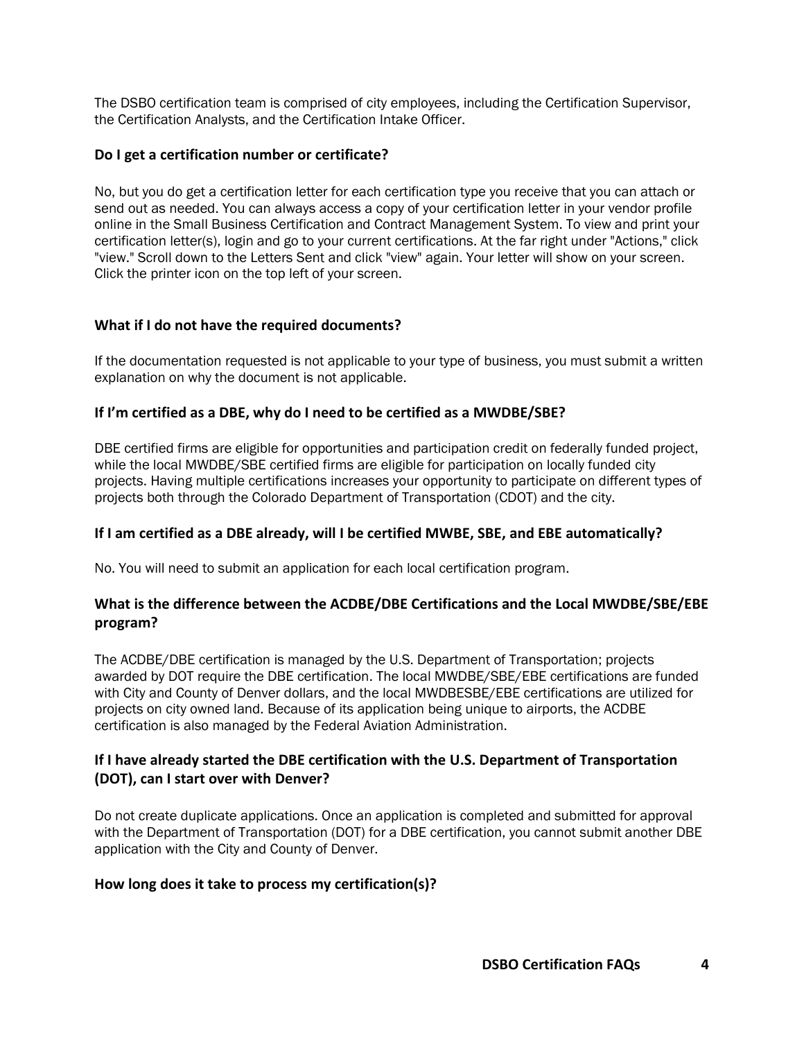The DSBO certification team is comprised of city employees, including the Certification Supervisor, the Certification Analysts, and the Certification Intake Officer.

### Do I get a certification number or certificate?

No, but you do get a certification letter for each certification type you receive that you can attach or send out as needed. You can always access a copy of your certification letter in your vendor profile online in the Small Business Certification and Contract Management System. To view and print your certification letter(s), login and go to your current certifications. At the far right under "Actions," click "view." Scroll down to the Letters Sent and click "view" again. Your letter will show on your screen. Click the printer icon on the top left of your screen.

### What if I do not have the required documents?

If the documentation requested is not applicable to your type of business, you must submit a written explanation on why the document is not applicable.

### If I'm certified as a DBE, why do I need to be certified as a MWDBE/SBE?

DBE certified firms are eligible for opportunities and participation credit on federally funded project, while the local MWDBE/SBE certified firms are eligible for participation on locally funded city projects. Having multiple certifications increases your opportunity to participate on different types of projects both through the Colorado Department of Transportation (CDOT) and the city.

### If I am certified as a DBE already, will I be certified MWBE, SBE, and EBE automatically?

No. You will need to submit an application for each local certification program.

### What is the difference between the ACDBE/DBE Certifications and the Local MWDBE/SBE/EBE program?

The ACDBE/DBE certification is managed by the U.S. Department of Transportation; projects awarded by DOT require the DBE certification. The local MWDBE/SBE/EBE certifications are funded with City and County of Denver dollars, and the local MWDBESBE/EBE certifications are utilized for projects on city owned land. Because of its application being unique to airports, the ACDBE certification is also managed by the Federal Aviation Administration.

### If I have already started the DBE certification with the U.S. Department of Transportation (DOT), can I start over with Denver?

Do not create duplicate applications. Once an application is completed and submitted for approval with the Department of Transportation (DOT) for a DBE certification, you cannot submit another DBE application with the City and County of Denver.

### How long does it take to process my certification(s)?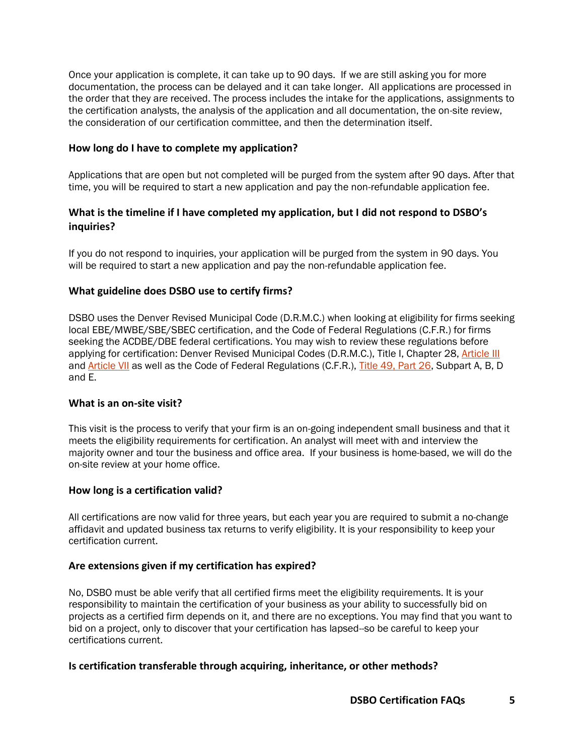Once your application is complete, it can take up to 90 days. If we are still asking you for more documentation, the process can be delayed and it can take longer. All applications are processed in the order that they are received. The process includes the intake for the applications, assignments to the certification analysts, the analysis of the application and all documentation, the on-site review, the consideration of our certification committee, and then the determination itself.

### How long do I have to complete my application?

Applications that are open but not completed will be purged from the system after 90 days. After that time, you will be required to start a new application and pay the non-refundable application fee.

### What is the timeline if I have completed my application, but I did not respond to DSBO's inquiries?

If you do not respond to inquiries, your application will be purged from the system in 90 days. You will be required to start a new application and pay the non-refundable application fee.

### What guideline does DSBO use to certify firms?

DSBO uses the Denver Revised Municipal Code (D.R.M.C.) when looking at eligibility for firms seeking local EBE/MWBE/SBE/SBEC certification, and the Code of Federal Regulations (C.F.R.) for firms seeking the ACDBE/DBE federal certifications. You may wish to review these regulations before applying for certification: Denver Revised Municipal Codes (D.R.M.C.), Title I, Chapter 28, Article III and Article VII as well as the Code of Federal Regulations (C.F.R.), Title 49, Part 26, Subpart A, B, D and E.

### What is an on-site visit?

This visit is the process to verify that your firm is an on-going independent small business and that it meets the eligibility requirements for certification. An analyst will meet with and interview the majority owner and tour the business and office area. If your business is home-based, we will do the on-site review at your home office.

### How long is a certification valid?

All certifications are now valid for three years, but each year you are required to submit a no-change affidavit and updated business tax returns to verify eligibility. It is your responsibility to keep your certification current.

### Are extensions given if my certification has expired?

No, DSBO must be able verify that all certified firms meet the eligibility requirements. It is your responsibility to maintain the certification of your business as your ability to successfully bid on projects as a certified firm depends on it, and there are no exceptions. You may find that you want to bid on a project, only to discover that your certification has lapsed--so be careful to keep your certifications current.

### Is certification transferable through acquiring, inheritance, or other methods?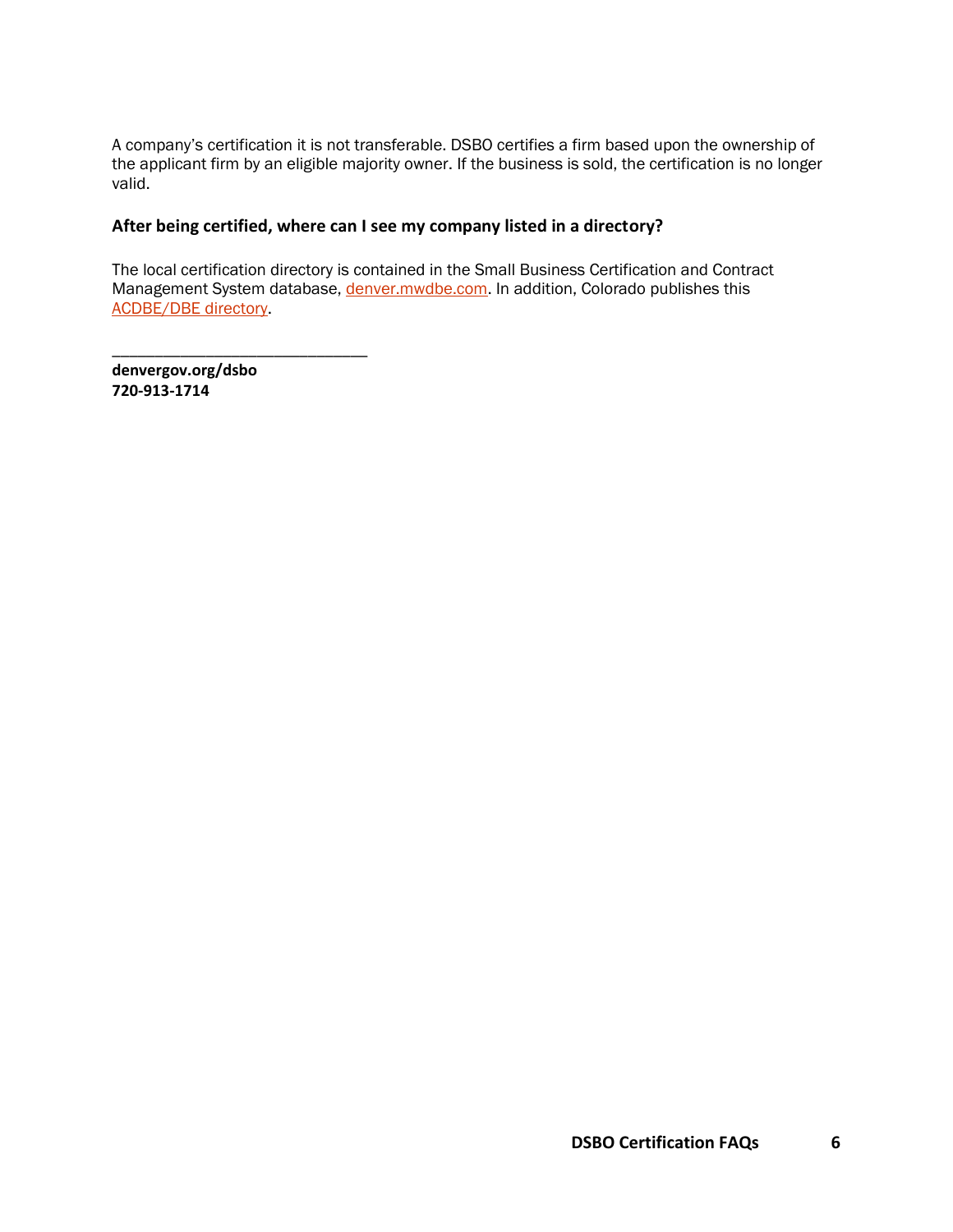A company's certification it is not transferable. DSBO certifies a firm based upon the ownership of the applicant firm by an eligible majority owner. If the business is sold, the certification is no longer valid.

### After being certified, where can I see my company listed in a directory?

The local certification directory is contained in the Small Business Certification and Contract Management System database, denver.mwdbe.com. In addition, Colorado publishes this ACDBE/DBE directory.

______________________________

**denvergov.org/dsbo**
**720-913-1714**